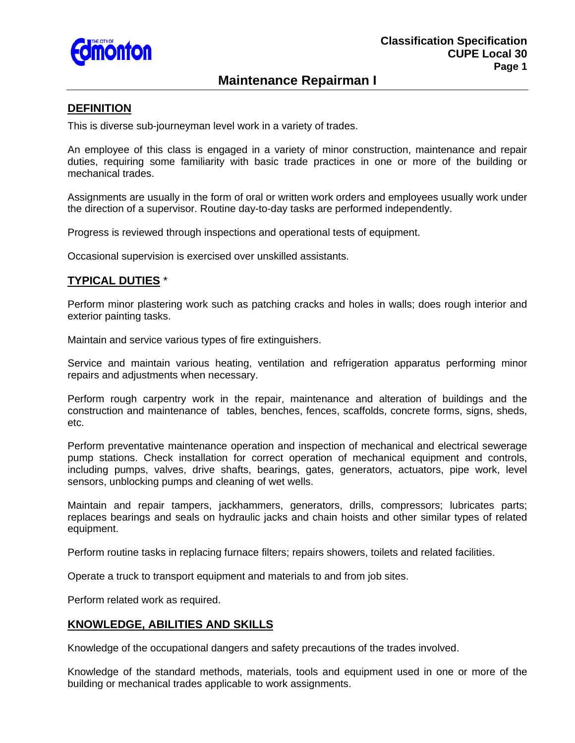# Maintenance Repairman I

## DEFINITION

This is diverse sub-journeyman level work in a variety of trades.

An employee of this class is engaged in a variety of minor construction, maintenance and repair duties, requiring some familiarity with basic trade practices in one or more of the building or mechanical trades.

Assignments are usually in the form of oral or written work orders and employees usually work under the direction of a supervisor. Routine day-to-day tasks are performed independently.

Progress is reviewed through inspections and operational tests of equipment.

Occasional supervision is exercised over unskilled assistants.

## TYPICAL DUTIES *

Perform minor plastering work such as patching cracks and holes in walls; does rough interior and exterior painting tasks.

Maintain and service various types of fire extinguishers.

Service and maintain various heating, ventilation and refrigeration apparatus performing minor repairs and adjustments when necessary.

Perform rough carpentry work in the repair, maintenance and alteration of buildings and the construction and maintenance of tables, benches, fences, scaffolds, concrete forms, signs, sheds, etc.

Perform preventative maintenance operation and inspection of mechanical and electrical sewerage pump stations. Check installation for correct operation of mechanical equipment and controls, including pumps, valves, drive shafts, bearings, gates, generators, actuators, pipe work, level sensors, unblocking pumps and cleaning of wet wells.

Maintain and repair tampers, jackhammers, generators, drills, compressors; lubricates parts; replaces bearings and seals on hydraulic jacks and chain hoists and other similar types of related equipment.

Perform routine tasks in replacing furnace filters; repairs showers, toilets and related facilities.

Operate a truck to transport equipment and materials to and from job sites.

Perform related work as required.

## KNOWLEDGE, ABILITIES AND SKILLS

Knowledge of the occupational dangers and safety precautions of the trades involved.

Knowledge of the standard methods, materials, tools and equipment used in one or more of the building or mechanical trades applicable to work assignments.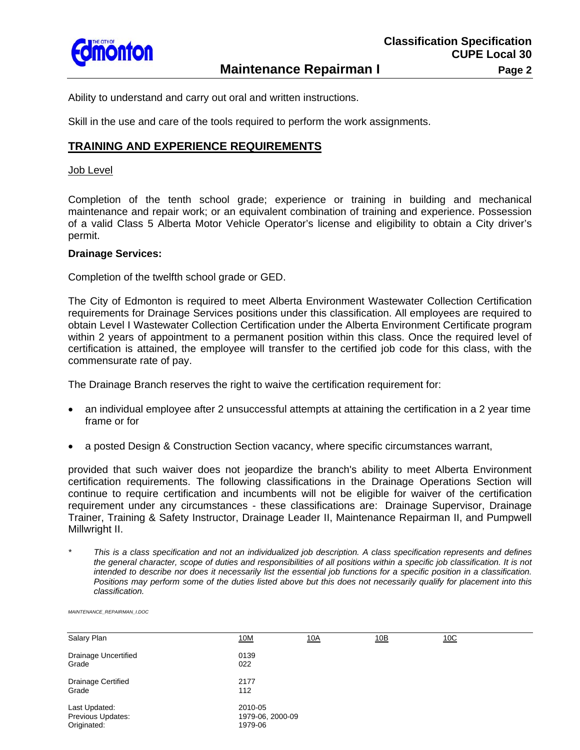Ability to understand and carry out oral and written instructions.

Skill in the use and care of the tools required to perform the work assignments.

## TRAINING AND EXPERIENCE REQUIREMENTS

Job Level

Completion of the tenth school grade; experience or training in building and mechanical maintenance and repair work; or an equivalent combination of training and experience. Possession of a valid Class 5 Alberta Motor Vehicle Operator's license and eligibility to obtain a City driver's permit.

**Drainage Services:**

Completion of the twelfth school grade or GED.

The City of Edmonton is required to meet Alberta Environment Wastewater Collection Certification requirements for Drainage Services positions under this classification. All employees are required to obtain Level I Wastewater Collection Certification under the Alberta Environment Certificate program within 2 years of appointment to a permanent position within this class. Once the required level of certification is attained, the employee will transfer to the certified job code for this class, with the commensurate rate of pay.

The Drainage Branch reserves the right to waive the certification requirement for:

- an individual employee after 2 unsuccessful attempts at attaining the certification in a 2 year time frame or for
- a posted Design & Construction Section vacancy, where specific circumstances warrant,

provided that such waiver does not jeopardize the branch's ability to meet Alberta Environment certification requirements. The following classifications in the Drainage Operations Section will continue to require certification and incumbents will not be eligible for waiver of the certification requirement under any circumstances - these classifications are: Drainage Supervisor, Drainage Trainer, Training & Safety Instructor, Drainage Leader II, Maintenance Repairman II, and Pumpwell Millwright II.

\* *This is a class specification and not an individualized job description. A class specification represents and defines the general character, scope of duties and responsibilities of all positions within a specific job classification. It is not intended to describe nor does it necessarily list the essential job functions for a specific position in a classification. Positions may perform some of the duties listed above but this does not necessarily qualify for placement into this classification.*

*MAINTENANCE_REPAIRMAN_I.DOC*

| Salary Plan | 10M | 10A | 10B | 10C |
|---|---|---|---|---|
| Drainage Uncertified<br>Grade | 0139<br>022 | | | |
| Drainage Certified<br>Grade | 2177<br>112 | | | |
| Last Updated:<br>Previous Updates:<br>Originated: | 2010-05<br>1979-06, 2000-09<br>1979-06 | | | |